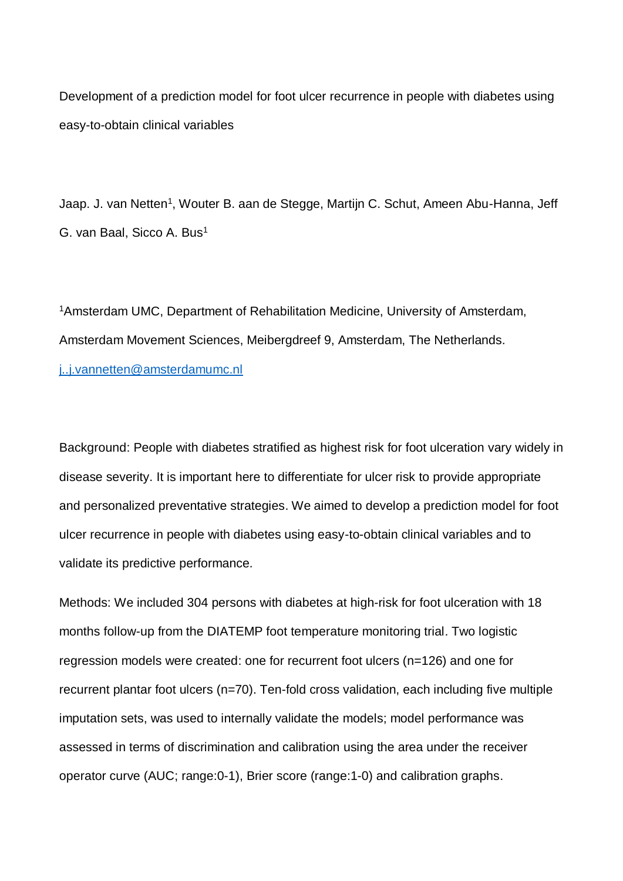# Development of a prediction model for foot ulcer recurrence in people with diabetes using easy-to-obtain clinical variables

Jaap. J. van Netten[1], Wouter B. aan de Stegge, Martijn C. Schut, Ameen Abu-Hanna, Jeff G. van Baal, Sicco A. Bus[1]

[1]Amsterdam UMC, Department of Rehabilitation Medicine, University of Amsterdam, Amsterdam Movement Sciences, Meibergdreef 9, Amsterdam, The Netherlands. j..j.vannetten@amsterdamumc.nl

Background: People with diabetes stratified as highest risk for foot ulceration vary widely in disease severity. It is important here to differentiate for ulcer risk to provide appropriate and personalized preventative strategies. We aimed to develop a prediction model for foot ulcer recurrence in people with diabetes using easy-to-obtain clinical variables and to validate its predictive performance.

Methods: We included 304 persons with diabetes at high-risk for foot ulceration with 18 months follow-up from the DIATEMP foot temperature monitoring trial. Two logistic regression models were created: one for recurrent foot ulcers (n=126) and one for recurrent plantar foot ulcers (n=70). Ten-fold cross validation, each including five multiple imputation sets, was used to internally validate the models; model performance was assessed in terms of discrimination and calibration using the area under the receiver operator curve (AUC; range:0-1), Brier score (range:1-0) and calibration graphs.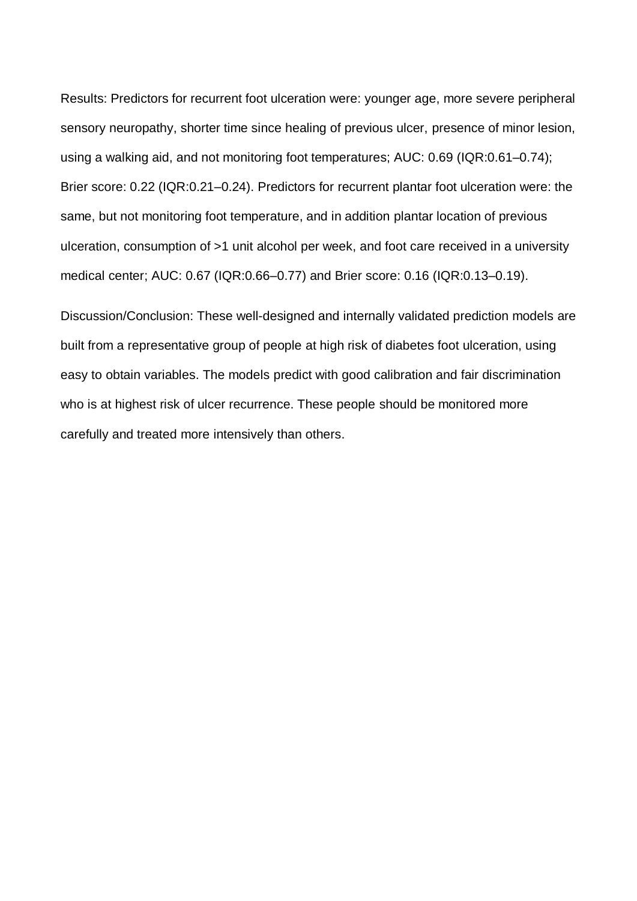Results: Predictors for recurrent foot ulceration were: younger age, more severe peripheral sensory neuropathy, shorter time since healing of previous ulcer, presence of minor lesion, using a walking aid, and not monitoring foot temperatures; AUC: 0.69 (IQR:0.61–0.74); Brier score: 0.22 (IQR:0.21–0.24). Predictors for recurrent plantar foot ulceration were: the same, but not monitoring foot temperature, and in addition plantar location of previous ulceration, consumption of >1 unit alcohol per week, and foot care received in a university medical center; AUC: 0.67 (IQR:0.66–0.77) and Brier score: 0.16 (IQR:0.13–0.19).

Discussion/Conclusion: These well-designed and internally validated prediction models are built from a representative group of people at high risk of diabetes foot ulceration, using easy to obtain variables. The models predict with good calibration and fair discrimination who is at highest risk of ulcer recurrence. These people should be monitored more carefully and treated more intensively than others.